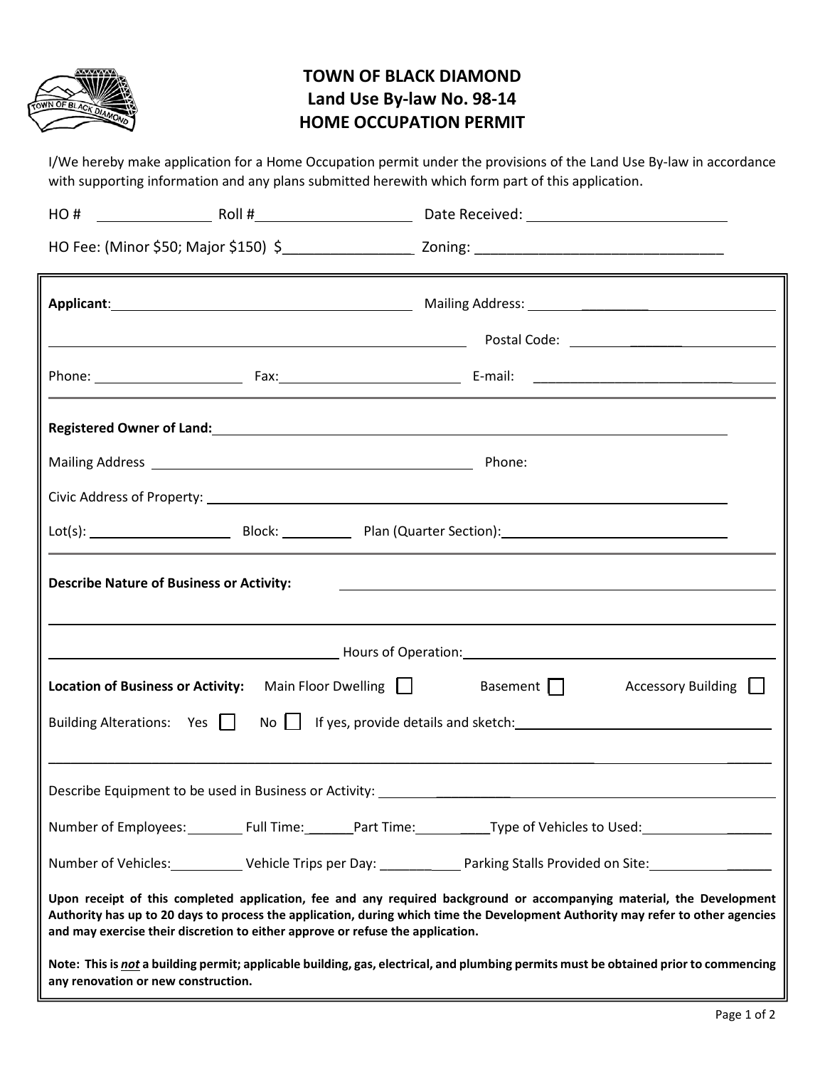# TOWN OF BLACK DIAMOND
## Land Use By-law No. 98-14
## HOME OCCUPATION PERMIT

I/We hereby make application for a Home Occupation permit under the provisions of the Land Use By-law in accordance with supporting information and any plans submitted herewith which form part of this application.

HO # ______________ Roll # ____________________ Date Received: ________________________

HO Fee: (Minor $50; Major $150) $________________ Zoning: ______________________________

**Applicant**: ________________________________________ Mailing Address: ________________________

________________________________________________________ Postal Code: ________________________

Phone: ____________________ Fax: ________________________ E-mail: ______________________________

**Registered Owner of Land:** ______________________________________________________________

Mailing Address ____________________________________________ Phone:

Civic Address of Property: __________________________________________________________________

Lot(s): ____________________ Block: __________ Plan (Quarter Section): ______________________________

**Describe Nature of Business or Activity:** ______________________________________________________

____________________________________________________________________________________________

________________________________________ Hours of Operation: ____________________________________

**Location of Business or Activity:** Main Floor Dwelling ☐ Basement ☐ Accessory Building ☐

Building Alterations: Yes ☐ No ☐ If yes, provide details and sketch: ______________________________

____________________________________________________________________________________________

Describe Equipment to be used in Business or Activity: ________________________________________________

Number of Employees: ________ Full Time: ______ Part Time: __________ Type of Vehicles to Used: __________________

Number of Vehicles: __________ Vehicle Trips per Day: ___________ Parking Stalls Provided on Site: ________________

**Upon receipt of this completed application, fee and any required background or accompanying material, the Development Authority has up to 20 days to process the application, during which time the Development Authority may refer to other agencies and may exercise their discretion to either approve or refuse the application.**

**Note: This is *not* a building permit; applicable building, gas, electrical, and plumbing permits must be obtained prior to commencing any renovation or new construction.**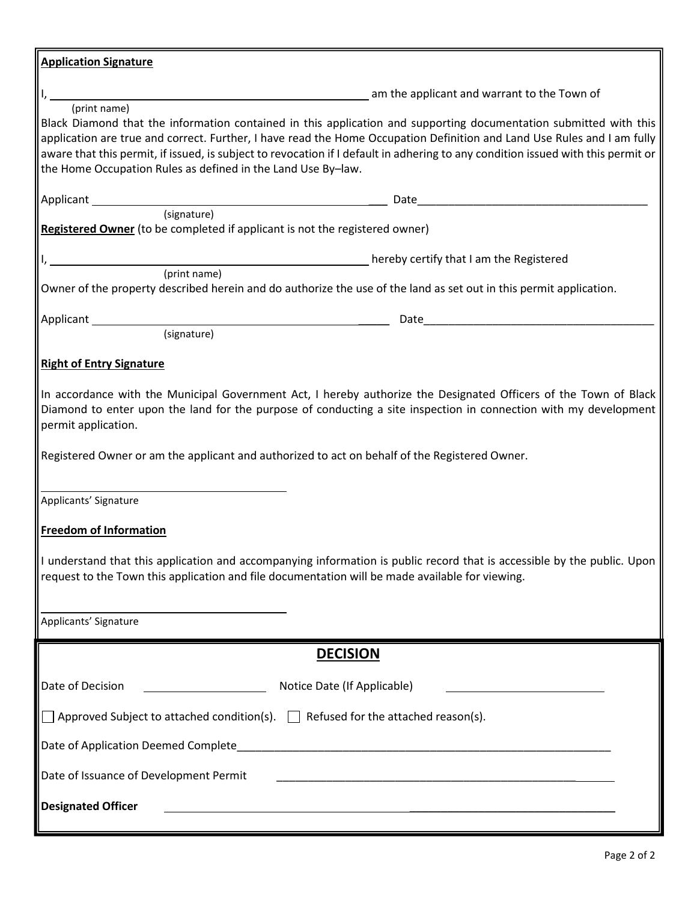**Application Signature**

I, \_\_\_\_\_\_\_\_\_\_\_\_\_\_\_\_\_\_\_\_\_\_\_\_\_\_\_\_\_\_\_\_\_\_\_\_\_\_\_\_ am the applicant and warrant to the Town of
(print name)
Black Diamond that the information contained in this application and supporting documentation submitted with this application are true and correct. Further, I have read the Home Occupation Definition and Land Use Rules and I am fully aware that this permit, if issued, is subject to revocation if I default in adhering to any condition issued with this permit or the Home Occupation Rules as defined in the Land Use By–law.

Applicant \_\_\_\_\_\_\_\_\_\_\_\_\_\_\_\_\_\_\_\_\_\_\_\_\_\_\_\_\_\_\_\_\_\_\_\_\_\_\_\_ Date\_\_\_\_\_\_\_\_\_\_\_\_\_\_\_\_\_\_\_\_\_\_\_\_\_\_\_\_\_\_\_\_\_\_\_\_\_\_
(signature)

**Registered Owner** (to be completed if applicant is not the registered owner)

I, \_\_\_\_\_\_\_\_\_\_\_\_\_\_\_\_\_\_\_\_\_\_\_\_\_\_\_\_\_\_\_\_\_\_\_\_\_\_\_\_ hereby certify that I am the Registered
(print name)
Owner of the property described herein and do authorize the use of the land as set out in this permit application.

Applicant \_\_\_\_\_\_\_\_\_\_\_\_\_\_\_\_\_\_\_\_\_\_\_\_\_\_\_\_\_\_\_\_\_\_\_\_\_\_\_\_ Date\_\_\_\_\_\_\_\_\_\_\_\_\_\_\_\_\_\_\_\_\_\_\_\_\_\_\_\_\_\_\_\_\_\_\_\_\_\_
(signature)

**Right of Entry Signature**

In accordance with the Municipal Government Act, I hereby authorize the Designated Officers of the Town of Black Diamond to enter upon the land for the purpose of conducting a site inspection in connection with my development permit application.

Registered Owner or am the applicant and authorized to act on behalf of the Registered Owner.

\_\_\_\_\_\_\_\_\_\_\_\_\_\_\_\_\_\_\_\_\_\_\_\_\_\_\_\_\_\_\_\_\_\_\_\_
Applicants' Signature

**Freedom of Information**

I understand that this application and accompanying information is public record that is accessible by the public. Upon request to the Town this application and file documentation will be made available for viewing.

\_\_\_\_\_\_\_\_\_\_\_\_\_\_\_\_\_\_\_\_\_\_\_\_\_\_\_\_\_\_\_\_\_\_\_\_
Applicants' Signature

## DECISION

Date of Decision \_\_\_\_\_\_\_\_\_\_\_\_\_\_\_\_\_\_\_\_ Notice Date (If Applicable) \_\_\_\_\_\_\_\_\_\_\_\_\_\_\_\_\_\_\_\_\_\_\_\_\_\_

☐ Approved Subject to attached condition(s). ☐ Refused for the attached reason(s).

Date of Application Deemed Complete\_\_\_\_\_\_\_\_\_\_\_\_\_\_\_\_\_\_\_\_\_\_\_\_\_\_\_\_\_\_\_\_\_\_\_\_\_\_\_\_\_\_\_\_\_\_\_\_\_\_\_\_\_\_\_\_\_\_\_\_\_\_\_\_

Date of Issuance of Development Permit \_\_\_\_\_\_\_\_\_\_\_\_\_\_\_\_\_\_\_\_\_\_\_\_\_\_\_\_\_\_\_\_\_\_\_\_\_\_\_\_\_\_\_\_\_\_\_\_\_\_\_\_\_\_\_

**Designated Officer** \_\_\_\_\_\_\_\_\_\_\_\_\_\_\_\_\_\_\_\_\_\_\_\_\_\_\_\_\_\_\_\_\_\_\_\_\_\_\_\_\_\_\_\_\_\_\_\_\_\_\_\_\_\_\_\_\_\_\_\_\_\_\_\_\_\_\_\_\_\_\_\_